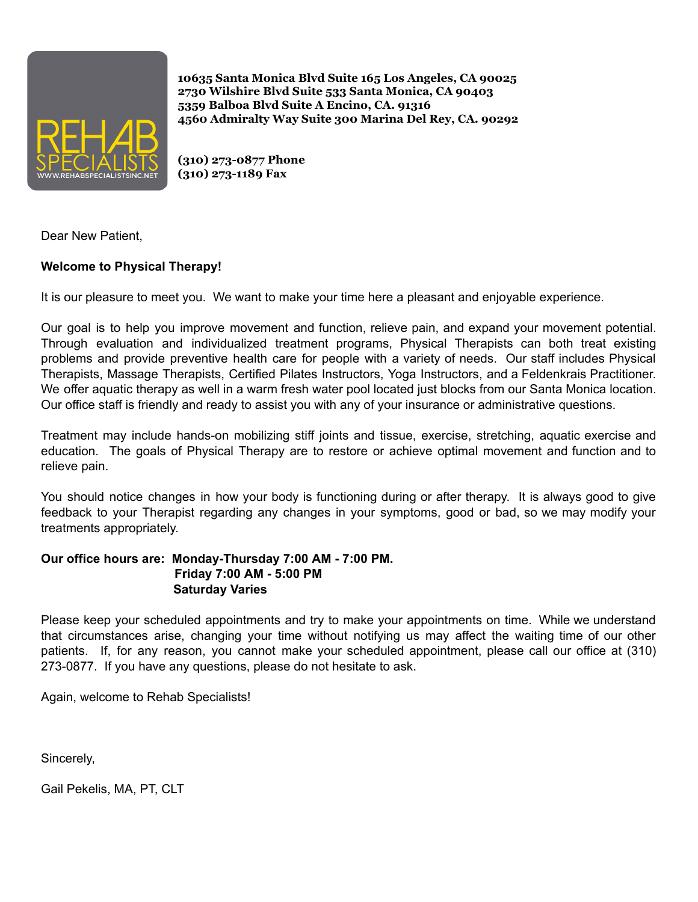REHAB SPECIALISTS
WWW.REHABSPECIALISTSINC.NET

**10635 Santa Monica Blvd Suite 165 Los Angeles, CA 90025**
**2730 Wilshire Blvd Suite 533 Santa Monica, CA 90403**
**5359 Balboa Blvd Suite A Encino, CA. 91316**
**4560 Admiralty Way Suite 300 Marina Del Rey, CA. 90292**

**(310) 273-0877 Phone**
**(310) 273-1189 Fax**

Dear New Patient,

**Welcome to Physical Therapy!**

It is our pleasure to meet you. We want to make your time here a pleasant and enjoyable experience.

Our goal is to help you improve movement and function, relieve pain, and expand your movement potential. Through evaluation and individualized treatment programs, Physical Therapists can both treat existing problems and provide preventive health care for people with a variety of needs. Our staff includes Physical Therapists, Massage Therapists, Certified Pilates Instructors, Yoga Instructors, and a Feldenkrais Practitioner. We offer aquatic therapy as well in a warm fresh water pool located just blocks from our Santa Monica location. Our office staff is friendly and ready to assist you with any of your insurance or administrative questions.

Treatment may include hands-on mobilizing stiff joints and tissue, exercise, stretching, aquatic exercise and education. The goals of Physical Therapy are to restore or achieve optimal movement and function and to relieve pain.

You should notice changes in how your body is functioning during or after therapy. It is always good to give feedback to your Therapist regarding any changes in your symptoms, good or bad, so we may modify your treatments appropriately.

**Our office hours are: Monday-Thursday 7:00 AM - 7:00 PM.**
**Friday 7:00 AM - 5:00 PM**
**Saturday Varies**

Please keep your scheduled appointments and try to make your appointments on time. While we understand that circumstances arise, changing your time without notifying us may affect the waiting time of our other patients. If, for any reason, you cannot make your scheduled appointment, please call our office at (310) 273-0877. If you have any questions, please do not hesitate to ask.

Again, welcome to Rehab Specialists!

Sincerely,

Gail Pekelis, MA, PT, CLT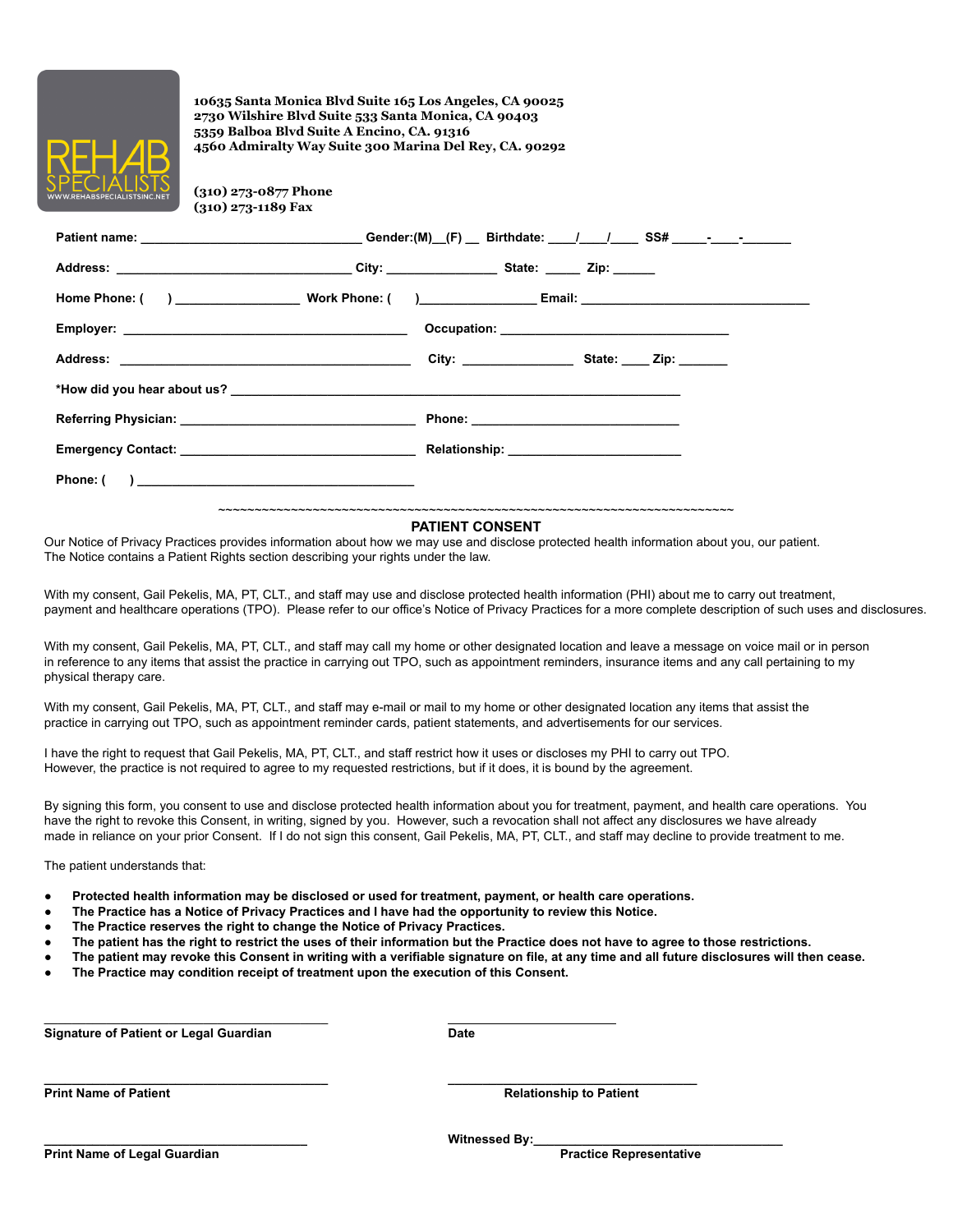REHAB SPECIALISTS
WWW.REHABSPECIALISTSINC.NET

**10635 Santa Monica Blvd Suite 165 Los Angeles, CA 90025**
**2730 Wilshire Blvd Suite 533 Santa Monica, CA 90403**
**5359 Balboa Blvd Suite A Encino, CA. 91316**
**4560 Admiralty Way Suite 300 Marina Del Rey, CA. 90292**

**(310) 273-0877 Phone**
**(310) 273-1189 Fax**

**Patient name:** ______________________________ **Gender:(M)__(F) __ Birthdate:** ____/____/____ **SS#** _____-____-_______

**Address:** ________________________________ **City:** _______________ **State:** _____ **Zip:** ______

**Home Phone: (   )** _________________ **Work Phone: (   )**_______________ **Email:** ________________________________

**Employer:** ________________________________________ **Occupation:** ________________________________

**Address:** ________________________________________ **City:** _______________ **State:** ____ **Zip:** _______

**\*How did you hear about us?** ______________________________________________________________

**Referring Physician:** _________________________________ **Phone:** _____________________________

**Emergency Contact:** _________________________________ **Relationship:** ________________________

**Phone: (   )** _______________________________________

~~~~~~~~~~~~~~~~~~~~~~~~~~~~~~~~~~~~~~~~~~~~~~~~~~~~~~~~~~~~~~~~~~~~~~~~~~~~~~~~~~~~~

## PATIENT CONSENT

Our Notice of Privacy Practices provides information about how we may use and disclose protected health information about you, our patient. The Notice contains a Patient Rights section describing your rights under the law.

With my consent, Gail Pekelis, MA, PT, CLT., and staff may use and disclose protected health information (PHI) about me to carry out treatment, payment and healthcare operations (TPO). Please refer to our office's Notice of Privacy Practices for a more complete description of such uses and disclosures.

With my consent, Gail Pekelis, MA, PT, CLT., and staff may call my home or other designated location and leave a message on voice mail or in person in reference to any items that assist the practice in carrying out TPO, such as appointment reminders, insurance items and any call pertaining to my physical therapy care.

With my consent, Gail Pekelis, MA, PT, CLT., and staff may e-mail or mail to my home or other designated location any items that assist the practice in carrying out TPO, such as appointment reminder cards, patient statements, and advertisements for our services.

I have the right to request that Gail Pekelis, MA, PT, CLT., and staff restrict how it uses or discloses my PHI to carry out TPO. However, the practice is not required to agree to my requested restrictions, but if it does, it is bound by the agreement.

By signing this form, you consent to use and disclose protected health information about you for treatment, payment, and health care operations. You have the right to revoke this Consent, in writing, signed by you. However, such a revocation shall not affect any disclosures we have already made in reliance on your prior Consent. If I do not sign this consent, Gail Pekelis, MA, PT, CLT., and staff may decline to provide treatment to me.

The patient understands that:

- **Protected health information may be disclosed or used for treatment, payment, or health care operations.**
- **The Practice has a Notice of Privacy Practices and I have had the opportunity to review this Notice.**
- **The Practice reserves the right to change the Notice of Privacy Practices.**
- **The patient has the right to restrict the uses of their information but the Practice does not have to agree to those restrictions.**
- **The patient may revoke this Consent in writing with a verifiable signature on file, at any time and all future disclosures will then cease.**
- **The Practice may condition receipt of treatment upon the execution of this Consent.**

_______________________________________ _______________________
**Signature of Patient or Legal Guardian** **Date**

_______________________________________ __________________________________
**Print Name of Patient** **Relationship to Patient**

_______________________________________ **Witnessed By:**__________________________________
**Print Name of Legal Guardian** **Practice Representative**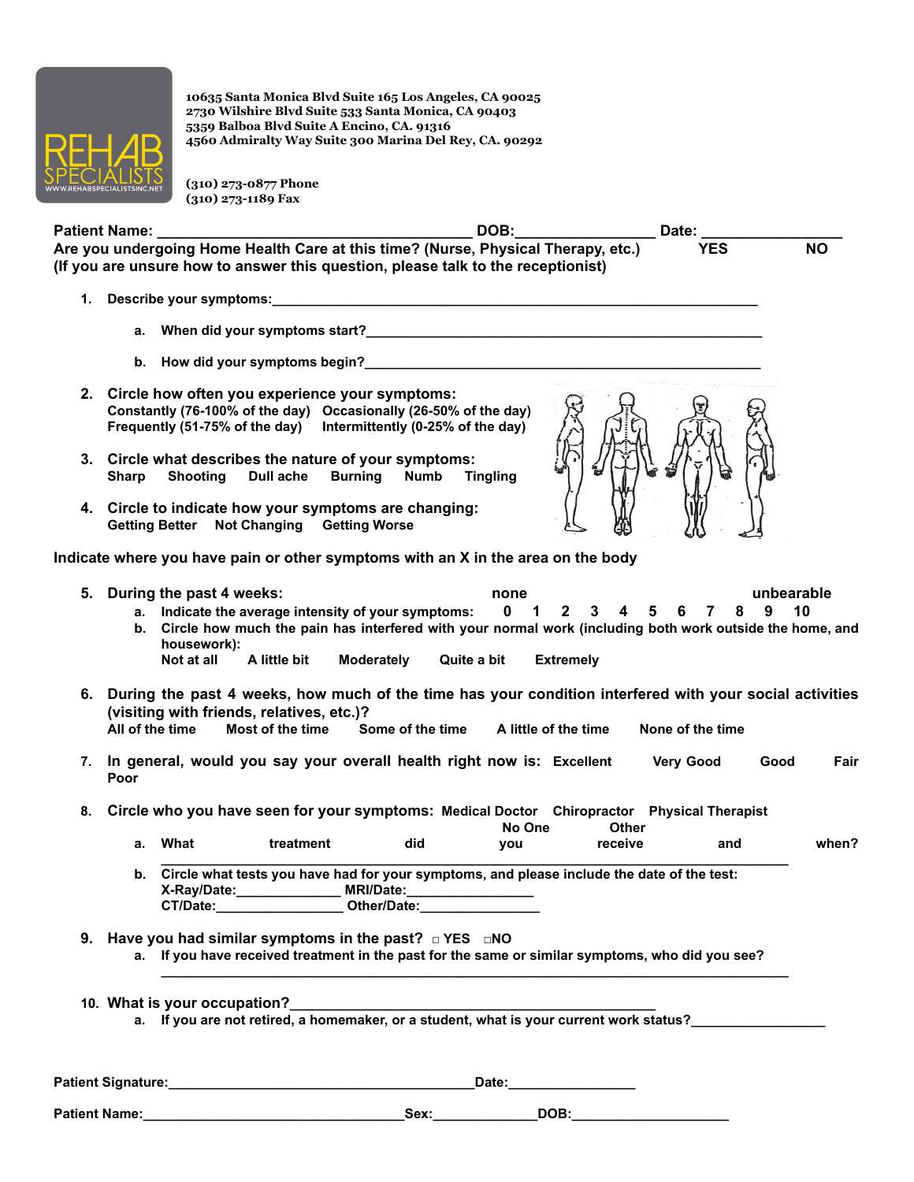REHAB SPECIALISTS
WWW.REHABSPECIALISTSINC.NET

**10635 Santa Monica Blvd Suite 165 Los Angeles, CA 90025**
**2730 Wilshire Blvd Suite 533 Santa Monica, CA 90403**
**5359 Balboa Blvd Suite A Encino, CA. 91316**
**4560 Admiralty Way Suite 300 Marina Del Rey, CA. 90292**

**(310) 273-0877 Phone**
**(310) 273-1189 Fax**

**Patient Name:** ______________________________ **DOB:**______________ **Date:** ______________

**Are you undergoing Home Health Care at this time? (Nurse, Physical Therapy, etc.)** **YES** **NO**
**(If you are unsure how to answer this question, please talk to the receptionist)**

1. **Describe your symptoms:**______________________________________________
   a. **When did your symptoms start?**______________________________________
   b. **How did your symptoms begin?**______________________________________

2. **Circle how often you experience your symptoms:**
   **Constantly (76-100% of the day)** **Occasionally (26-50% of the day)**
   **Frequently (51-75% of the day)** **Intermittently (0-25% of the day)**

3. **Circle what describes the nature of your symptoms:**
   **Sharp** **Shooting** **Dull ache** **Burning** **Numb** **Tingling**

4. **Circle to indicate how your symptoms are changing:**
   **Getting Better** **Not Changing** **Getting Worse**

**Indicate where you have pain or other symptoms with an X in the area on the body**

5. **During the past 4 weeks:** **none** **unbearable**
   a. **Indicate the average intensity of your symptoms:** **0 1 2 3 4 5 6 7 8 9 10**
   b. **Circle how much the pain has interfered with your normal work (including both work outside the home, and housework):**
   **Not at all** **A little bit** **Moderately** **Quite a bit** **Extremely**

6. **During the past 4 weeks, how much of the time has your condition interfered with your social activities (visiting with friends, relatives, etc.)?**
   **All of the time** **Most of the time** **Some of the time** **A little of the time** **None of the time**

7. **In general, would you say your overall health right now is:** **Excellent** **Very Good** **Good** **Fair** **Poor**

8. **Circle who you have seen for your symptoms:** **Medical Doctor** **Chiropractor** **Physical Therapist** **No One** **Other**
   a. **What treatment did you receive and when?**
   ______________________________________________________________
   b. **Circle what tests you have had for your symptoms, and please include the date of the test:**
   **X-Ray/Date:**____________ **MRI/Date:**______________
   **CT/Date:**______________ **Other/Date:**______________

9. **Have you had similar symptoms in the past?** □ **YES** □**NO**
   a. **If you have received treatment in the past for the same or similar symptoms, who did you see?**
   ______________________________________________________________

10. **What is your occupation?**__________________________________________
    a. **If you are not retired, a homemaker, or a student, what is your current work status?**______________

**Patient Signature:**________________________________**Date:**______________

**Patient Name:**____________________________**Sex:**___________**DOB:**__________________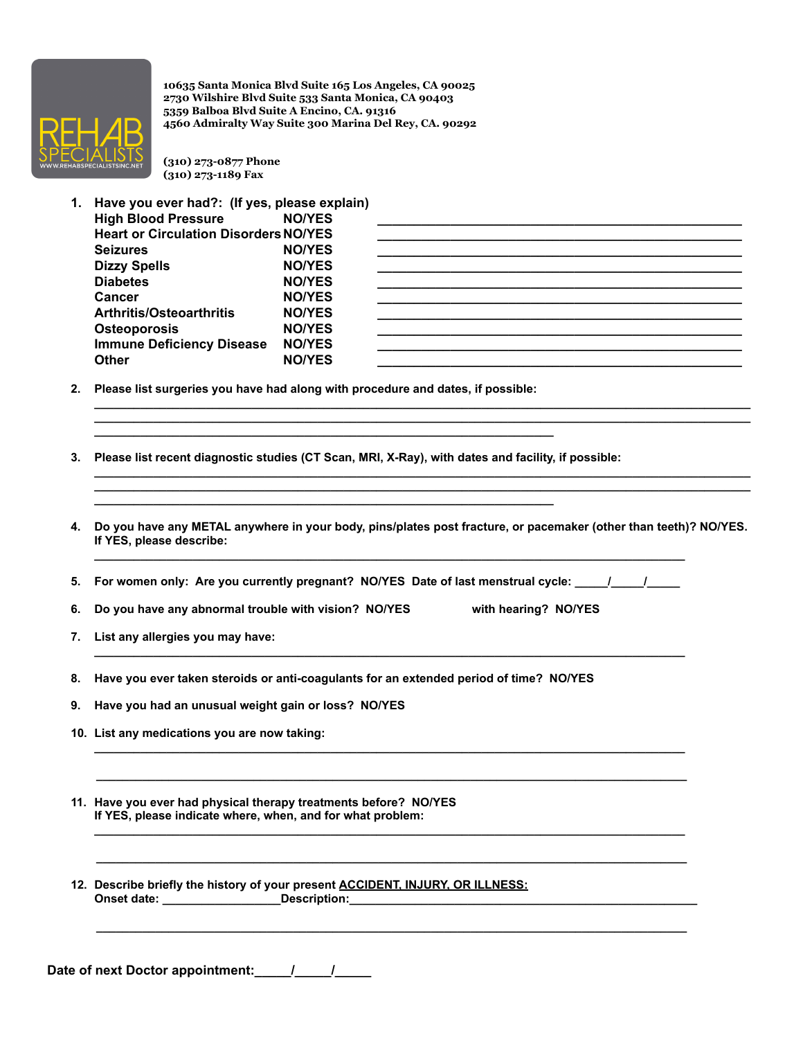REHAB SPECIALISTS
WWW.REHABSPECIALISTSINC.NET

10635 Santa Monica Blvd Suite 165 Los Angeles, CA 90025
2730 Wilshire Blvd Suite 533 Santa Monica, CA 90403
5359 Balboa Blvd Suite A Encino, CA. 91316
4560 Admiralty Way Suite 300 Marina Del Rey, CA. 90292

(310) 273-0877 Phone
(310) 273-1189 Fax

1. **Have you ever had?: (If yes, please explain)**

| | | |
|---|---|---|
| **High Blood Pressure** | **NO/YES** | ______________________________ |
| **Heart or Circulation Disorders** | **NO/YES** | ______________________________ |
| **Seizures** | **NO/YES** | ______________________________ |
| **Dizzy Spells** | **NO/YES** | ______________________________ |
| **Diabetes** | **NO/YES** | ______________________________ |
| **Cancer** | **NO/YES** | ______________________________ |
| **Arthritis/Osteoarthritis** | **NO/YES** | ______________________________ |
| **Osteoporosis** | **NO/YES** | ______________________________ |
| **Immune Deficiency Disease** | **NO/YES** | ______________________________ |
| **Other** | **NO/YES** | ______________________________ |

2. **Please list surgeries you have had along with procedure and dates, if possible:**

________________________________________________________________________
________________________________________________________________________
______________________________________________________

3. **Please list recent diagnostic studies (CT Scan, MRI, X-Ray), with dates and facility, if possible:**

________________________________________________________________________
________________________________________________________________________
______________________________________________________

4. **Do you have any METAL anywhere in your body, pins/plates post fracture, or pacemaker (other than teeth)? NO/YES. If YES, please describe:**

________________________________________________________________________

5. **For women only: Are you currently pregnant? NO/YES Date of last menstrual cycle: _____/_____/_____**

6. **Do you have any abnormal trouble with vision? NO/YES with hearing? NO/YES**

7. **List any allergies you may have:**

________________________________________________________________________

8. **Have you ever taken steroids or anti-coagulants for an extended period of time? NO/YES**

9. **Have you had an unusual weight gain or loss? NO/YES**

10. **List any medications you are now taking:**

________________________________________________________________________

________________________________________________________________________

11. **Have you ever had physical therapy treatments before? NO/YES**
**If YES, please indicate where, when, and for what problem:**

________________________________________________________________________

________________________________________________________________________

12. **Describe briefly the history of your present <u>ACCIDENT, INJURY, OR ILLNESS:</u>**
**Onset date: __________________Description:_________________________________________**

________________________________________________________________________

**Date of next Doctor appointment:_____/_____/_____**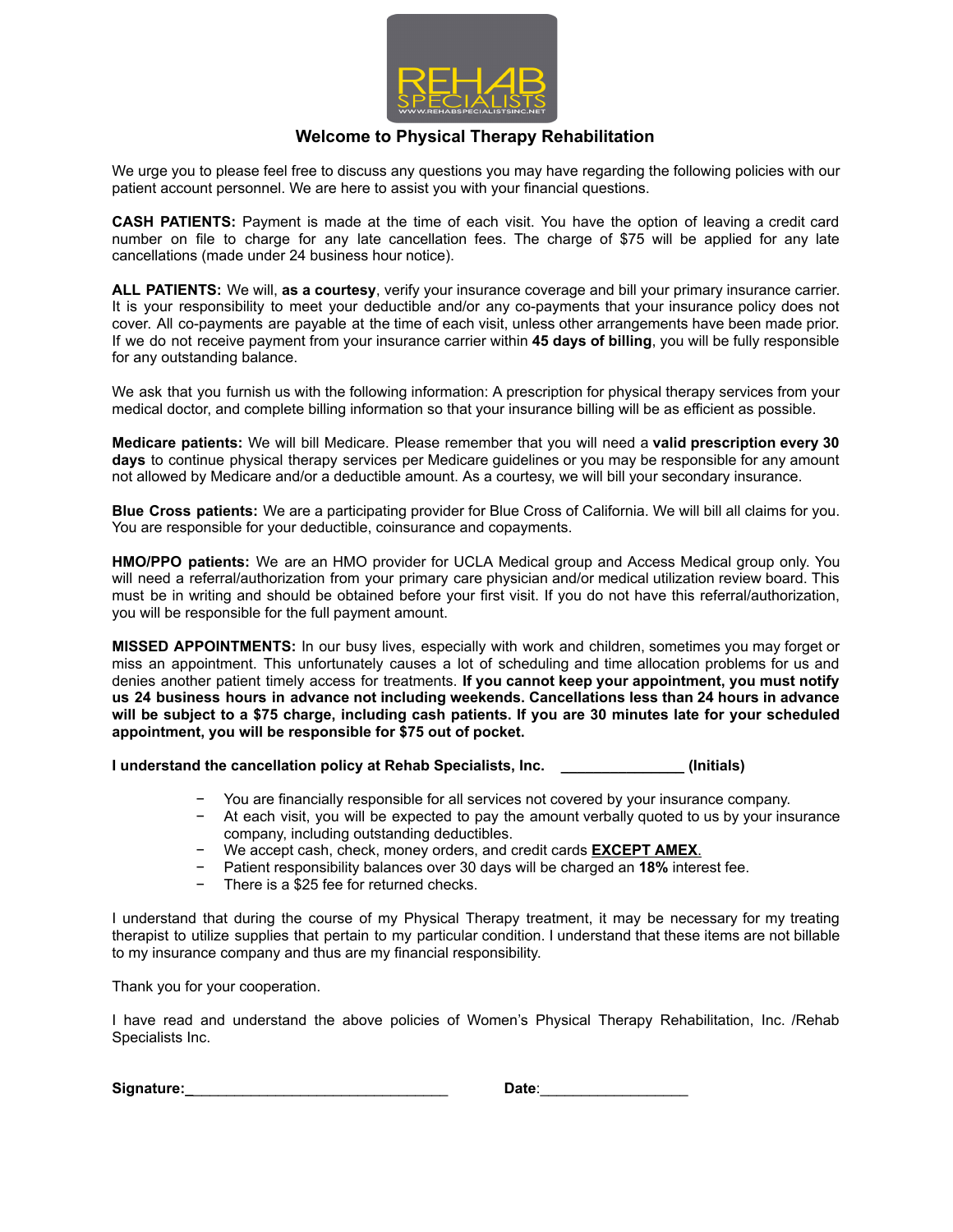# Welcome to Physical Therapy Rehabilitation

We urge you to please feel free to discuss any questions you may have regarding the following policies with our patient account personnel. We are here to assist you with your financial questions.

**CASH PATIENTS:** Payment is made at the time of each visit. You have the option of leaving a credit card number on file to charge for any late cancellation fees. The charge of $75 will be applied for any late cancellations (made under 24 business hour notice).

**ALL PATIENTS:** We will, **as a courtesy**, verify your insurance coverage and bill your primary insurance carrier. It is your responsibility to meet your deductible and/or any co-payments that your insurance policy does not cover. All co-payments are payable at the time of each visit, unless other arrangements have been made prior. If we do not receive payment from your insurance carrier within **45 days of billing**, you will be fully responsible for any outstanding balance.

We ask that you furnish us with the following information: A prescription for physical therapy services from your medical doctor, and complete billing information so that your insurance billing will be as efficient as possible.

**Medicare patients:** We will bill Medicare. Please remember that you will need a **valid prescription every 30 days** to continue physical therapy services per Medicare guidelines or you may be responsible for any amount not allowed by Medicare and/or a deductible amount. As a courtesy, we will bill your secondary insurance.

**Blue Cross patients:** We are a participating provider for Blue Cross of California. We will bill all claims for you. You are responsible for your deductible, coinsurance and copayments.

**HMO/PPO patients:** We are an HMO provider for UCLA Medical group and Access Medical group only. You will need a referral/authorization from your primary care physician and/or medical utilization review board. This must be in writing and should be obtained before your first visit. If you do not have this referral/authorization, you will be responsible for the full payment amount.

**MISSED APPOINTMENTS:** In our busy lives, especially with work and children, sometimes you may forget or miss an appointment. This unfortunately causes a lot of scheduling and time allocation problems for us and denies another patient timely access for treatments. **If you cannot keep your appointment, you must notify us 24 business hours in advance not including weekends. Cancellations less than 24 hours in advance will be subject to a $75 charge, including cash patients. If you are 30 minutes late for your scheduled appointment, you will be responsible for $75 out of pocket.**

**I understand the cancellation policy at Rehab Specialists, Inc. _______________ (Initials)**

- You are financially responsible for all services not covered by your insurance company.
- At each visit, you will be expected to pay the amount verbally quoted to us by your insurance company, including outstanding deductibles.
- We accept cash, check, money orders, and credit cards **EXCEPT AMEX**.
- Patient responsibility balances over 30 days will be charged an **18%** interest fee.
- There is a $25 fee for returned checks.

I understand that during the course of my Physical Therapy treatment, it may be necessary for my treating therapist to utilize supplies that pertain to my particular condition. I understand that these items are not billable to my insurance company and thus are my financial responsibility.

Thank you for your cooperation.

I have read and understand the above policies of Women's Physical Therapy Rehabilitation, Inc. /Rehab Specialists Inc.

**Signature:**________________________________ **Date**:__________________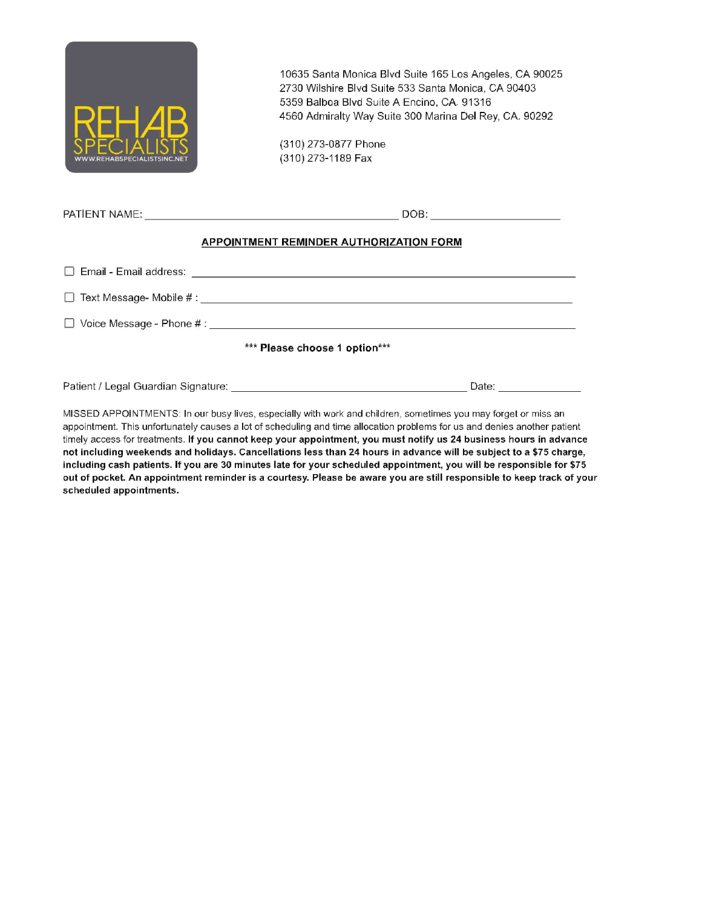REHAB SPECIALISTS
WWW.REHABSPECIALISTSINC.NET

10635 Santa Monica Blvd Suite 165 Los Angeles, CA 90025
2730 Wilshire Blvd Suite 533 Santa Monica, CA 90403
5359 Balboa Blvd Suite A Encino, CA. 91316
4560 Admiralty Way Suite 300 Marina Del Rey, CA. 90292

(310) 273-0877 Phone
(310) 273-1189 Fax

PATIENT NAME: ______________________________ DOB: ____________________

## APPOINTMENT REMINDER AUTHORIZATION FORM

☐ Email - Email address: ____________________________________________

☐ Text Message- Mobile # : ____________________________________________

☐ Voice Message - Phone # : ____________________________________________

**\*\*\* Please choose 1 option\*\*\***

Patient / Legal Guardian Signature: ______________________________ Date: ______________

MISSED APPOINTMENTS: In our busy lives, especially with work and children, sometimes you may forget or miss an appointment. This unfortunately causes a lot of scheduling and time allocation problems for us and denies another patient timely access for treatments. **If you cannot keep your appointment, you must notify us 24 business hours in advance not including weekends and holidays. Cancellations less than 24 hours in advance will be subject to a $75 charge, including cash patients. If you are 30 minutes late for your scheduled appointment, you will be responsible for $75 out of pocket. An appointment reminder is a courtesy. Please be aware you are still responsible to keep track of your scheduled appointments.**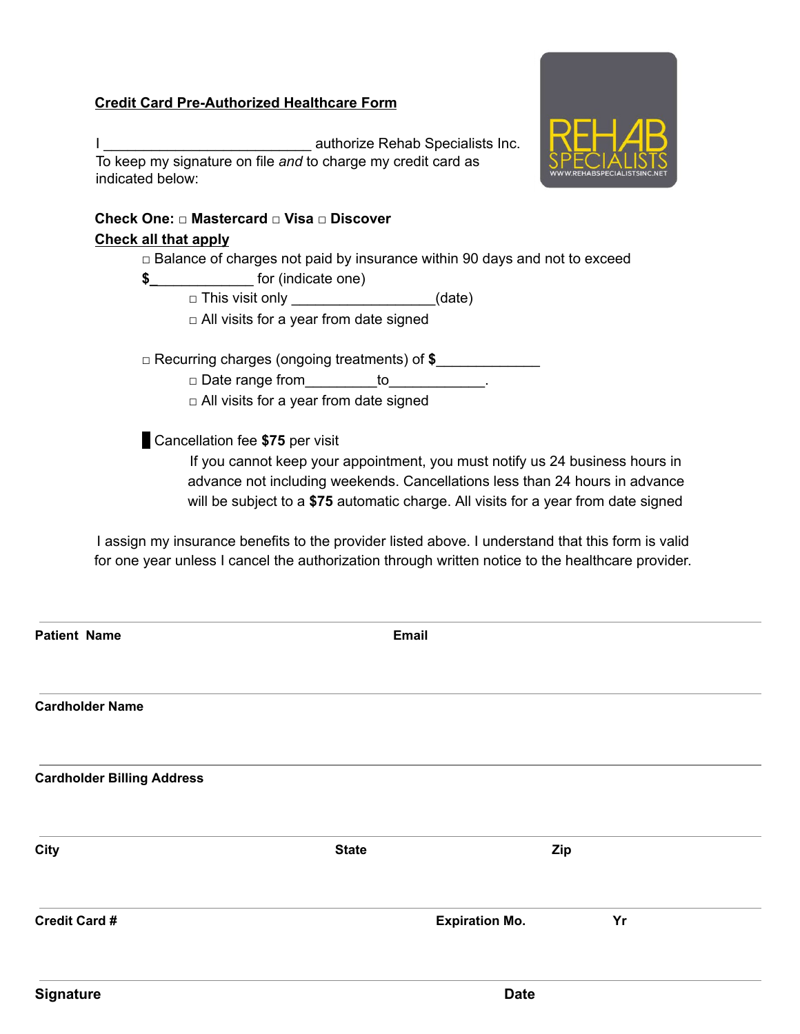**Credit Card Pre-Authorized Healthcare Form**

REHAB SPECIALISTS
WWW.REHABSPECIALISTSINC.NET

I __________________________ authorize Rehab Specialists Inc.
To keep my signature on file *and* to charge my credit card as indicated below:

**Check One:** □ **Mastercard** □ **Visa** □ **Discover**

**Check all that apply**

□ Balance of charges not paid by insurance within 90 days and not to exceed **$**_____________ for (indicate one)

- □ This visit only __________________(date)
- □ All visits for a year from date signed

□ Recurring charges (ongoing treatments) of **$**_____________

- □ Date range from_________to____________.
- □ All visits for a year from date signed

■ Cancellation fee **$75** per visit

If you cannot keep your appointment, you must notify us 24 business hours in advance not including weekends. Cancellations less than 24 hours in advance will be subject to a **$75** automatic charge. All visits for a year from date signed

I assign my insurance benefits to the provider listed above. I understand that this form is valid for one year unless I cancel the authorization through written notice to the healthcare provider.

---

**Patient Name** **Email**

---

**Cardholder Name**

---

**Cardholder Billing Address**

---

**City** **State** **Zip**

---

**Credit Card #** **Expiration Mo.** **Yr**

---

**Signature** **Date**